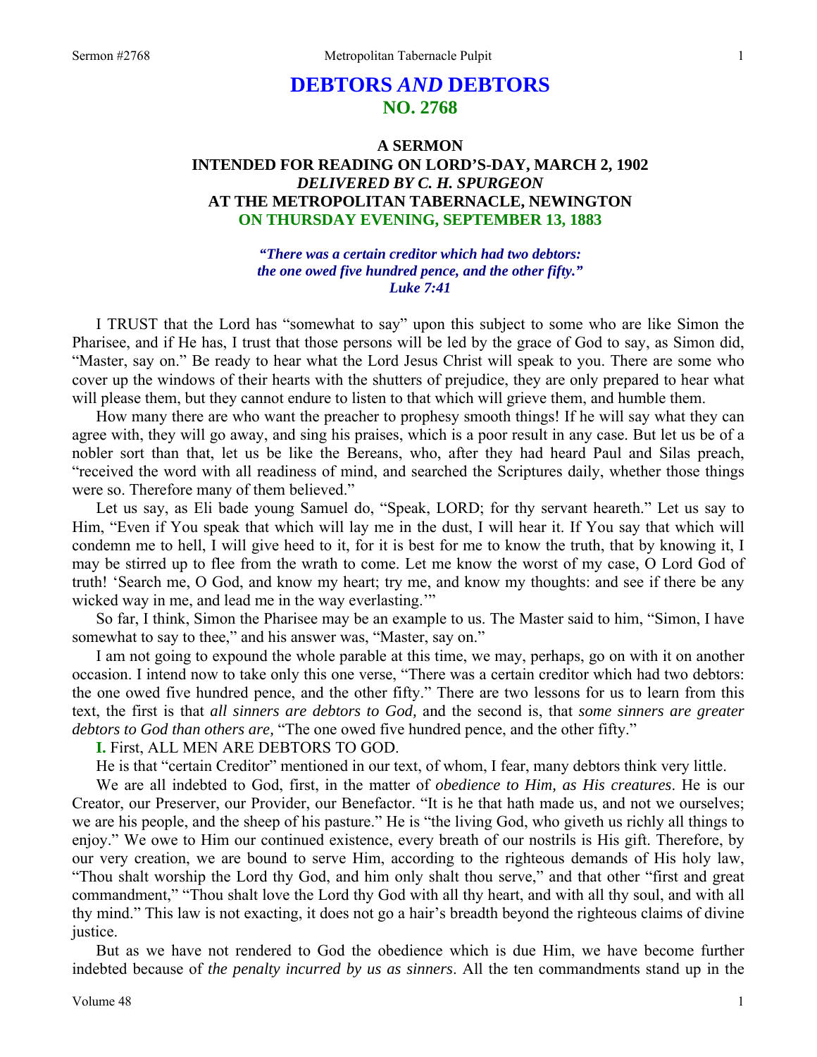# DEBTORS *AND* DEBTORS
## NO. 2768

### A SERMON
### INTENDED FOR READING ON LORD'S-DAY, MARCH 2, 1902
### *DELIVERED BY C. H. SPURGEON*
### AT THE METROPOLITAN TABERNACLE, NEWINGTON
### ON THURSDAY EVENING, SEPTEMBER 13, 1883

*"There was a certain creditor which had two debtors: the one owed five hundred pence, and the other fifty." Luke 7:41*

I TRUST that the Lord has "somewhat to say" upon this subject to some who are like Simon the Pharisee, and if He has, I trust that those persons will be led by the grace of God to say, as Simon did, "Master, say on." Be ready to hear what the Lord Jesus Christ will speak to you. There are some who cover up the windows of their hearts with the shutters of prejudice, they are only prepared to hear what will please them, but they cannot endure to listen to that which will grieve them, and humble them.

How many there are who want the preacher to prophesy smooth things! If he will say what they can agree with, they will go away, and sing his praises, which is a poor result in any case. But let us be of a nobler sort than that, let us be like the Bereans, who, after they had heard Paul and Silas preach, "received the word with all readiness of mind, and searched the Scriptures daily, whether those things were so. Therefore many of them believed."

Let us say, as Eli bade young Samuel do, "Speak, LORD; for thy servant heareth." Let us say to Him, "Even if You speak that which will lay me in the dust, I will hear it. If You say that which will condemn me to hell, I will give heed to it, for it is best for me to know the truth, that by knowing it, I may be stirred up to flee from the wrath to come. Let me know the worst of my case, O Lord God of truth! 'Search me, O God, and know my heart; try me, and know my thoughts: and see if there be any wicked way in me, and lead me in the way everlasting.'"

So far, I think, Simon the Pharisee may be an example to us. The Master said to him, "Simon, I have somewhat to say to thee," and his answer was, "Master, say on."

I am not going to expound the whole parable at this time, we may, perhaps, go on with it on another occasion. I intend now to take only this one verse, "There was a certain creditor which had two debtors: the one owed five hundred pence, and the other fifty." There are two lessons for us to learn from this text, the first is that *all sinners are debtors to God,* and the second is, that *some sinners are greater debtors to God than others are,* "The one owed five hundred pence, and the other fifty."

**I.** First, ALL MEN ARE DEBTORS TO GOD.

He is that "certain Creditor" mentioned in our text, of whom, I fear, many debtors think very little.

We are all indebted to God, first, in the matter of *obedience to Him, as His creatures*. He is our Creator, our Preserver, our Provider, our Benefactor. "It is he that hath made us, and not we ourselves; we are his people, and the sheep of his pasture." He is "the living God, who giveth us richly all things to enjoy." We owe to Him our continued existence, every breath of our nostrils is His gift. Therefore, by our very creation, we are bound to serve Him, according to the righteous demands of His holy law, "Thou shalt worship the Lord thy God, and him only shalt thou serve," and that other "first and great commandment," "Thou shalt love the Lord thy God with all thy heart, and with all thy soul, and with all thy mind." This law is not exacting, it does not go a hair's breadth beyond the righteous claims of divine justice.

But as we have not rendered to God the obedience which is due Him, we have become further indebted because of *the penalty incurred by us as sinners*. All the ten commandments stand up in the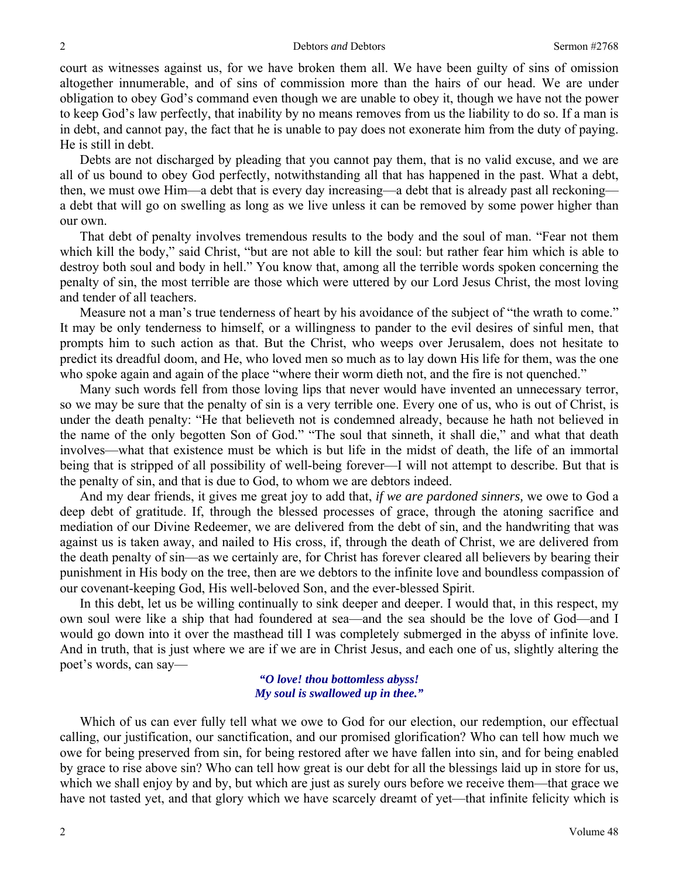court as witnesses against us, for we have broken them all. We have been guilty of sins of omission altogether innumerable, and of sins of commission more than the hairs of our head. We are under obligation to obey God's command even though we are unable to obey it, though we have not the power to keep God's law perfectly, that inability by no means removes from us the liability to do so. If a man is in debt, and cannot pay, the fact that he is unable to pay does not exonerate him from the duty of paying. He is still in debt.

Debts are not discharged by pleading that you cannot pay them, that is no valid excuse, and we are all of us bound to obey God perfectly, notwithstanding all that has happened in the past. What a debt, then, we must owe Him—a debt that is every day increasing—a debt that is already past all reckoning—a debt that will go on swelling as long as we live unless it can be removed by some power higher than our own.

That debt of penalty involves tremendous results to the body and the soul of man. "Fear not them which kill the body," said Christ, "but are not able to kill the soul: but rather fear him which is able to destroy both soul and body in hell." You know that, among all the terrible words spoken concerning the penalty of sin, the most terrible are those which were uttered by our Lord Jesus Christ, the most loving and tender of all teachers.

Measure not a man's true tenderness of heart by his avoidance of the subject of "the wrath to come." It may be only tenderness to himself, or a willingness to pander to the evil desires of sinful men, that prompts him to such action as that. But the Christ, who weeps over Jerusalem, does not hesitate to predict its dreadful doom, and He, who loved men so much as to lay down His life for them, was the one who spoke again and again of the place "where their worm dieth not, and the fire is not quenched."

Many such words fell from those loving lips that never would have invented an unnecessary terror, so we may be sure that the penalty of sin is a very terrible one. Every one of us, who is out of Christ, is under the death penalty: "He that believeth not is condemned already, because he hath not believed in the name of the only begotten Son of God." "The soul that sinneth, it shall die," and what that death involves—what that existence must be which is but life in the midst of death, the life of an immortal being that is stripped of all possibility of well-being forever—I will not attempt to describe. But that is the penalty of sin, and that is due to God, to whom we are debtors indeed.

And my dear friends, it gives me great joy to add that, *if we are pardoned sinners,* we owe to God a deep debt of gratitude. If, through the blessed processes of grace, through the atoning sacrifice and mediation of our Divine Redeemer, we are delivered from the debt of sin, and the handwriting that was against us is taken away, and nailed to His cross, if, through the death of Christ, we are delivered from the death penalty of sin—as we certainly are, for Christ has forever cleared all believers by bearing their punishment in His body on the tree, then are we debtors to the infinite love and boundless compassion of our covenant-keeping God, His well-beloved Son, and the ever-blessed Spirit.

In this debt, let us be willing continually to sink deeper and deeper. I would that, in this respect, my own soul were like a ship that had foundered at sea—and the sea should be the love of God—and I would go down into it over the masthead till I was completely submerged in the abyss of infinite love. And in truth, that is just where we are if we are in Christ Jesus, and each one of us, slightly altering the poet's words, can say—

> ***"O love! thou bottomless abyss!***
> ***My soul is swallowed up in thee."***

Which of us can ever fully tell what we owe to God for our election, our redemption, our effectual calling, our justification, our sanctification, and our promised glorification? Who can tell how much we owe for being preserved from sin, for being restored after we have fallen into sin, and for being enabled by grace to rise above sin? Who can tell how great is our debt for all the blessings laid up in store for us, which we shall enjoy by and by, but which are just as surely ours before we receive them—that grace we have not tasted yet, and that glory which we have scarcely dreamt of yet—that infinite felicity which is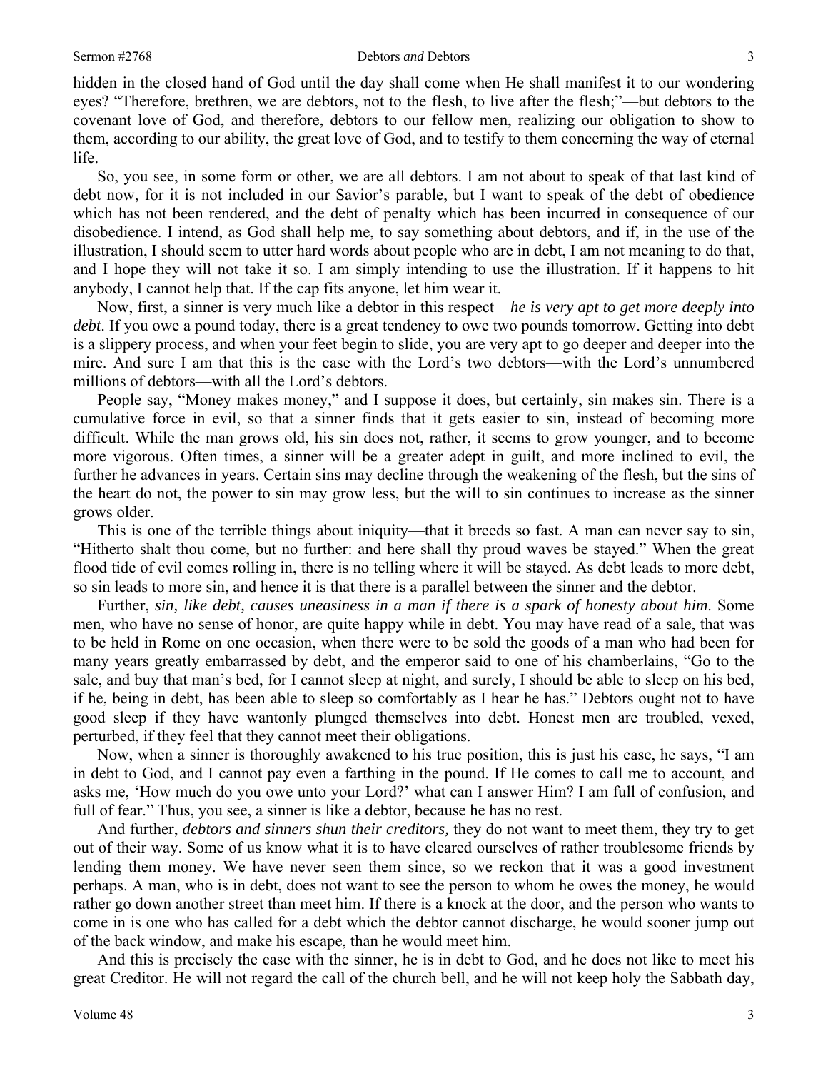hidden in the closed hand of God until the day shall come when He shall manifest it to our wondering eyes? "Therefore, brethren, we are debtors, not to the flesh, to live after the flesh;"—but debtors to the covenant love of God, and therefore, debtors to our fellow men, realizing our obligation to show to them, according to our ability, the great love of God, and to testify to them concerning the way of eternal life.

So, you see, in some form or other, we are all debtors. I am not about to speak of that last kind of debt now, for it is not included in our Savior's parable, but I want to speak of the debt of obedience which has not been rendered, and the debt of penalty which has been incurred in consequence of our disobedience. I intend, as God shall help me, to say something about debtors, and if, in the use of the illustration, I should seem to utter hard words about people who are in debt, I am not meaning to do that, and I hope they will not take it so. I am simply intending to use the illustration. If it happens to hit anybody, I cannot help that. If the cap fits anyone, let him wear it.

Now, first, a sinner is very much like a debtor in this respect—*he is very apt to get more deeply into debt*. If you owe a pound today, there is a great tendency to owe two pounds tomorrow. Getting into debt is a slippery process, and when your feet begin to slide, you are very apt to go deeper and deeper into the mire. And sure I am that this is the case with the Lord's two debtors—with the Lord's unnumbered millions of debtors—with all the Lord's debtors.

People say, "Money makes money," and I suppose it does, but certainly, sin makes sin. There is a cumulative force in evil, so that a sinner finds that it gets easier to sin, instead of becoming more difficult. While the man grows old, his sin does not, rather, it seems to grow younger, and to become more vigorous. Often times, a sinner will be a greater adept in guilt, and more inclined to evil, the further he advances in years. Certain sins may decline through the weakening of the flesh, but the sins of the heart do not, the power to sin may grow less, but the will to sin continues to increase as the sinner grows older.

This is one of the terrible things about iniquity—that it breeds so fast. A man can never say to sin, "Hitherto shalt thou come, but no further: and here shall thy proud waves be stayed." When the great flood tide of evil comes rolling in, there is no telling where it will be stayed. As debt leads to more debt, so sin leads to more sin, and hence it is that there is a parallel between the sinner and the debtor.

Further, *sin, like debt, causes uneasiness in a man if there is a spark of honesty about him*. Some men, who have no sense of honor, are quite happy while in debt. You may have read of a sale, that was to be held in Rome on one occasion, when there were to be sold the goods of a man who had been for many years greatly embarrassed by debt, and the emperor said to one of his chamberlains, "Go to the sale, and buy that man's bed, for I cannot sleep at night, and surely, I should be able to sleep on his bed, if he, being in debt, has been able to sleep so comfortably as I hear he has." Debtors ought not to have good sleep if they have wantonly plunged themselves into debt. Honest men are troubled, vexed, perturbed, if they feel that they cannot meet their obligations.

Now, when a sinner is thoroughly awakened to his true position, this is just his case, he says, "I am in debt to God, and I cannot pay even a farthing in the pound. If He comes to call me to account, and asks me, 'How much do you owe unto your Lord?' what can I answer Him? I am full of confusion, and full of fear." Thus, you see, a sinner is like a debtor, because he has no rest.

And further, *debtors and sinners shun their creditors,* they do not want to meet them, they try to get out of their way. Some of us know what it is to have cleared ourselves of rather troublesome friends by lending them money. We have never seen them since, so we reckon that it was a good investment perhaps. A man, who is in debt, does not want to see the person to whom he owes the money, he would rather go down another street than meet him. If there is a knock at the door, and the person who wants to come in is one who has called for a debt which the debtor cannot discharge, he would sooner jump out of the back window, and make his escape, than he would meet him.

And this is precisely the case with the sinner, he is in debt to God, and he does not like to meet his great Creditor. He will not regard the call of the church bell, and he will not keep holy the Sabbath day,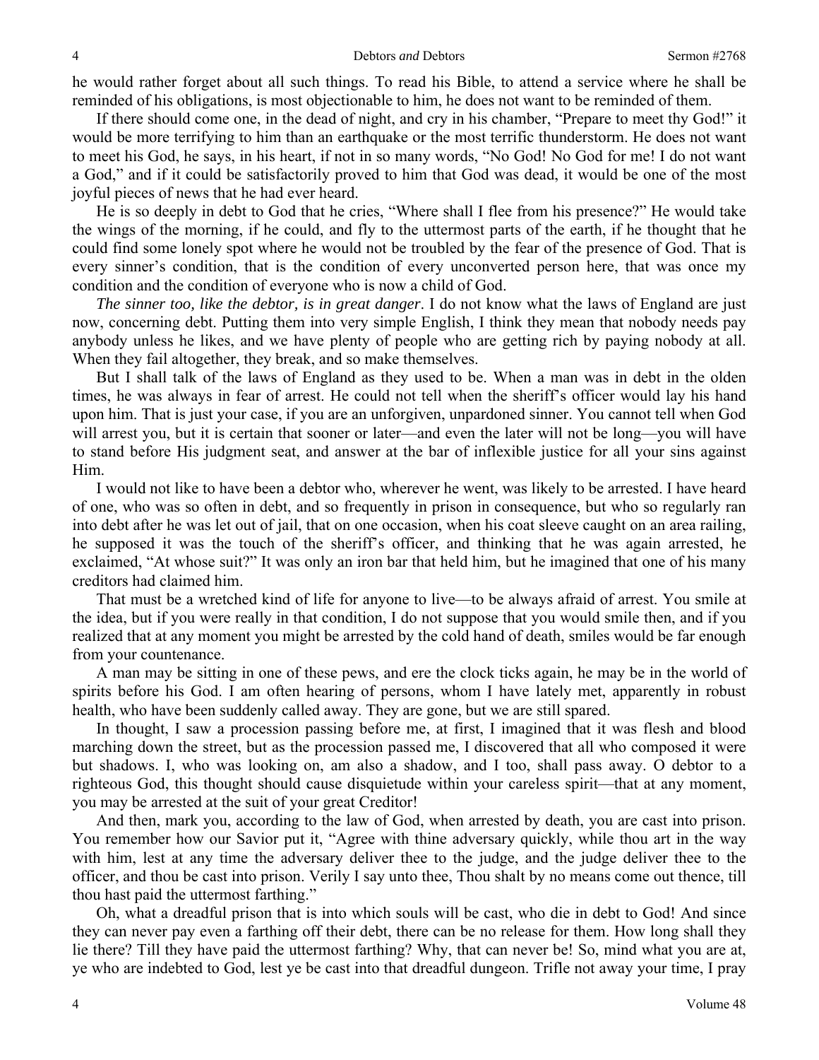he would rather forget about all such things. To read his Bible, to attend a service where he shall be reminded of his obligations, is most objectionable to him, he does not want to be reminded of them.

If there should come one, in the dead of night, and cry in his chamber, "Prepare to meet thy God!" it would be more terrifying to him than an earthquake or the most terrific thunderstorm. He does not want to meet his God, he says, in his heart, if not in so many words, "No God! No God for me! I do not want a God," and if it could be satisfactorily proved to him that God was dead, it would be one of the most joyful pieces of news that he had ever heard.

He is so deeply in debt to God that he cries, "Where shall I flee from his presence?" He would take the wings of the morning, if he could, and fly to the uttermost parts of the earth, if he thought that he could find some lonely spot where he would not be troubled by the fear of the presence of God. That is every sinner's condition, that is the condition of every unconverted person here, that was once my condition and the condition of everyone who is now a child of God.

*The sinner too, like the debtor, is in great danger*. I do not know what the laws of England are just now, concerning debt. Putting them into very simple English, I think they mean that nobody needs pay anybody unless he likes, and we have plenty of people who are getting rich by paying nobody at all. When they fail altogether, they break, and so make themselves.

But I shall talk of the laws of England as they used to be. When a man was in debt in the olden times, he was always in fear of arrest. He could not tell when the sheriff's officer would lay his hand upon him. That is just your case, if you are an unforgiven, unpardoned sinner. You cannot tell when God will arrest you, but it is certain that sooner or later—and even the later will not be long—you will have to stand before His judgment seat, and answer at the bar of inflexible justice for all your sins against Him.

I would not like to have been a debtor who, wherever he went, was likely to be arrested. I have heard of one, who was so often in debt, and so frequently in prison in consequence, but who so regularly ran into debt after he was let out of jail, that on one occasion, when his coat sleeve caught on an area railing, he supposed it was the touch of the sheriff's officer, and thinking that he was again arrested, he exclaimed, "At whose suit?" It was only an iron bar that held him, but he imagined that one of his many creditors had claimed him.

That must be a wretched kind of life for anyone to live—to be always afraid of arrest. You smile at the idea, but if you were really in that condition, I do not suppose that you would smile then, and if you realized that at any moment you might be arrested by the cold hand of death, smiles would be far enough from your countenance.

A man may be sitting in one of these pews, and ere the clock ticks again, he may be in the world of spirits before his God. I am often hearing of persons, whom I have lately met, apparently in robust health, who have been suddenly called away. They are gone, but we are still spared.

In thought, I saw a procession passing before me, at first, I imagined that it was flesh and blood marching down the street, but as the procession passed me, I discovered that all who composed it were but shadows. I, who was looking on, am also a shadow, and I too, shall pass away. O debtor to a righteous God, this thought should cause disquietude within your careless spirit—that at any moment, you may be arrested at the suit of your great Creditor!

And then, mark you, according to the law of God, when arrested by death, you are cast into prison. You remember how our Savior put it, "Agree with thine adversary quickly, while thou art in the way with him, lest at any time the adversary deliver thee to the judge, and the judge deliver thee to the officer, and thou be cast into prison. Verily I say unto thee, Thou shalt by no means come out thence, till thou hast paid the uttermost farthing."

Oh, what a dreadful prison that is into which souls will be cast, who die in debt to God! And since they can never pay even a farthing off their debt, there can be no release for them. How long shall they lie there? Till they have paid the uttermost farthing? Why, that can never be! So, mind what you are at, ye who are indebted to God, lest ye be cast into that dreadful dungeon. Trifle not away your time, I pray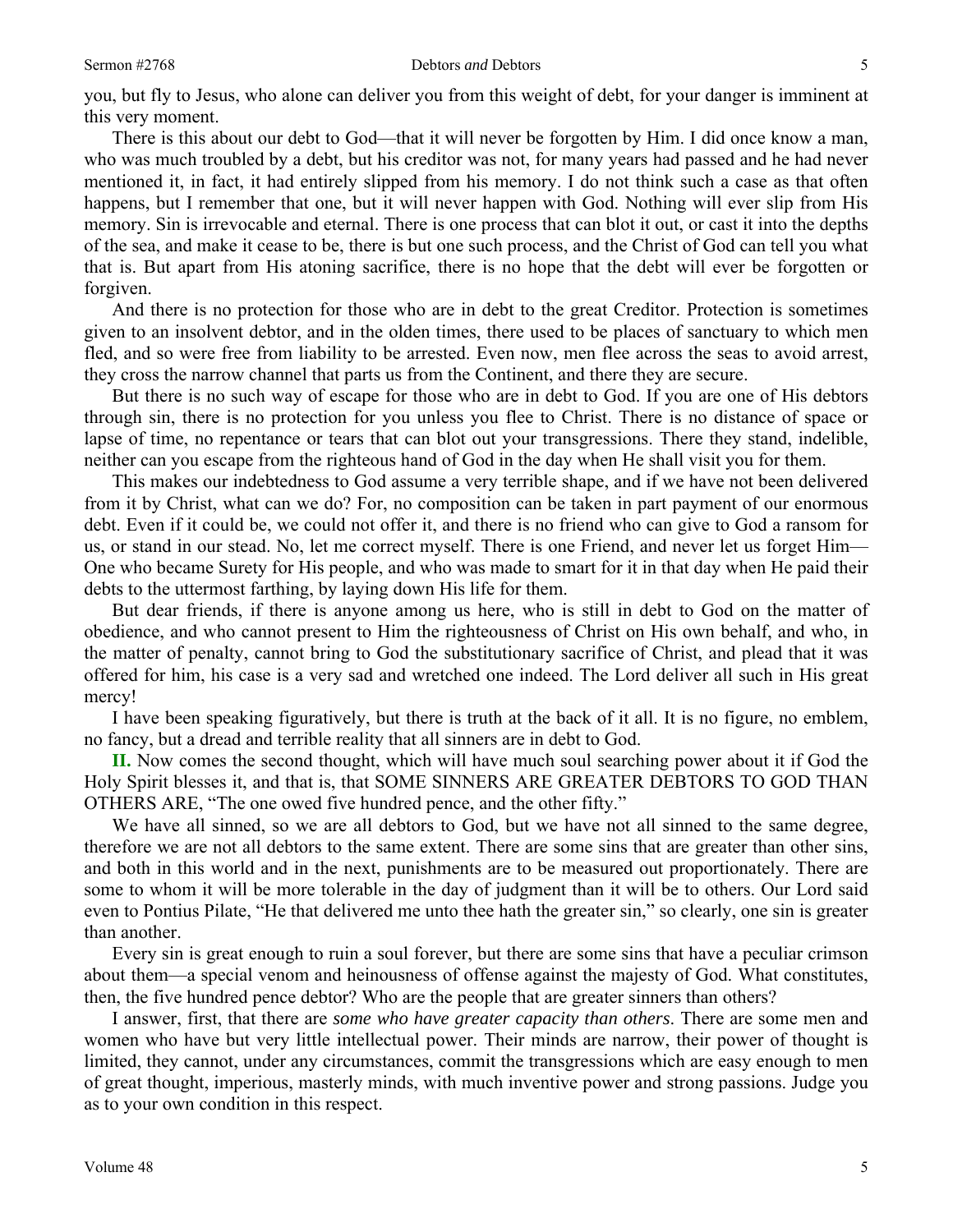you, but fly to Jesus, who alone can deliver you from this weight of debt, for your danger is imminent at this very moment.

There is this about our debt to God—that it will never be forgotten by Him. I did once know a man, who was much troubled by a debt, but his creditor was not, for many years had passed and he had never mentioned it, in fact, it had entirely slipped from his memory. I do not think such a case as that often happens, but I remember that one, but it will never happen with God. Nothing will ever slip from His memory. Sin is irrevocable and eternal. There is one process that can blot it out, or cast it into the depths of the sea, and make it cease to be, there is but one such process, and the Christ of God can tell you what that is. But apart from His atoning sacrifice, there is no hope that the debt will ever be forgotten or forgiven.

And there is no protection for those who are in debt to the great Creditor. Protection is sometimes given to an insolvent debtor, and in the olden times, there used to be places of sanctuary to which men fled, and so were free from liability to be arrested. Even now, men flee across the seas to avoid arrest, they cross the narrow channel that parts us from the Continent, and there they are secure.

But there is no such way of escape for those who are in debt to God. If you are one of His debtors through sin, there is no protection for you unless you flee to Christ. There is no distance of space or lapse of time, no repentance or tears that can blot out your transgressions. There they stand, indelible, neither can you escape from the righteous hand of God in the day when He shall visit you for them.

This makes our indebtedness to God assume a very terrible shape, and if we have not been delivered from it by Christ, what can we do? For, no composition can be taken in part payment of our enormous debt. Even if it could be, we could not offer it, and there is no friend who can give to God a ransom for us, or stand in our stead. No, let me correct myself. There is one Friend, and never let us forget Him—One who became Surety for His people, and who was made to smart for it in that day when He paid their debts to the uttermost farthing, by laying down His life for them.

But dear friends, if there is anyone among us here, who is still in debt to God on the matter of obedience, and who cannot present to Him the righteousness of Christ on His own behalf, and who, in the matter of penalty, cannot bring to God the substitutionary sacrifice of Christ, and plead that it was offered for him, his case is a very sad and wretched one indeed. The Lord deliver all such in His great mercy!

I have been speaking figuratively, but there is truth at the back of it all. It is no figure, no emblem, no fancy, but a dread and terrible reality that all sinners are in debt to God.

**II.** Now comes the second thought, which will have much soul searching power about it if God the Holy Spirit blesses it, and that is, that SOME SINNERS ARE GREATER DEBTORS TO GOD THAN OTHERS ARE, "The one owed five hundred pence, and the other fifty."

We have all sinned, so we are all debtors to God, but we have not all sinned to the same degree, therefore we are not all debtors to the same extent. There are some sins that are greater than other sins, and both in this world and in the next, punishments are to be measured out proportionately. There are some to whom it will be more tolerable in the day of judgment than it will be to others. Our Lord said even to Pontius Pilate, "He that delivered me unto thee hath the greater sin," so clearly, one sin is greater than another.

Every sin is great enough to ruin a soul forever, but there are some sins that have a peculiar crimson about them—a special venom and heinousness of offense against the majesty of God. What constitutes, then, the five hundred pence debtor? Who are the people that are greater sinners than others?

I answer, first, that there are *some who have greater capacity than others*. There are some men and women who have but very little intellectual power. Their minds are narrow, their power of thought is limited, they cannot, under any circumstances, commit the transgressions which are easy enough to men of great thought, imperious, masterly minds, with much inventive power and strong passions. Judge you as to your own condition in this respect.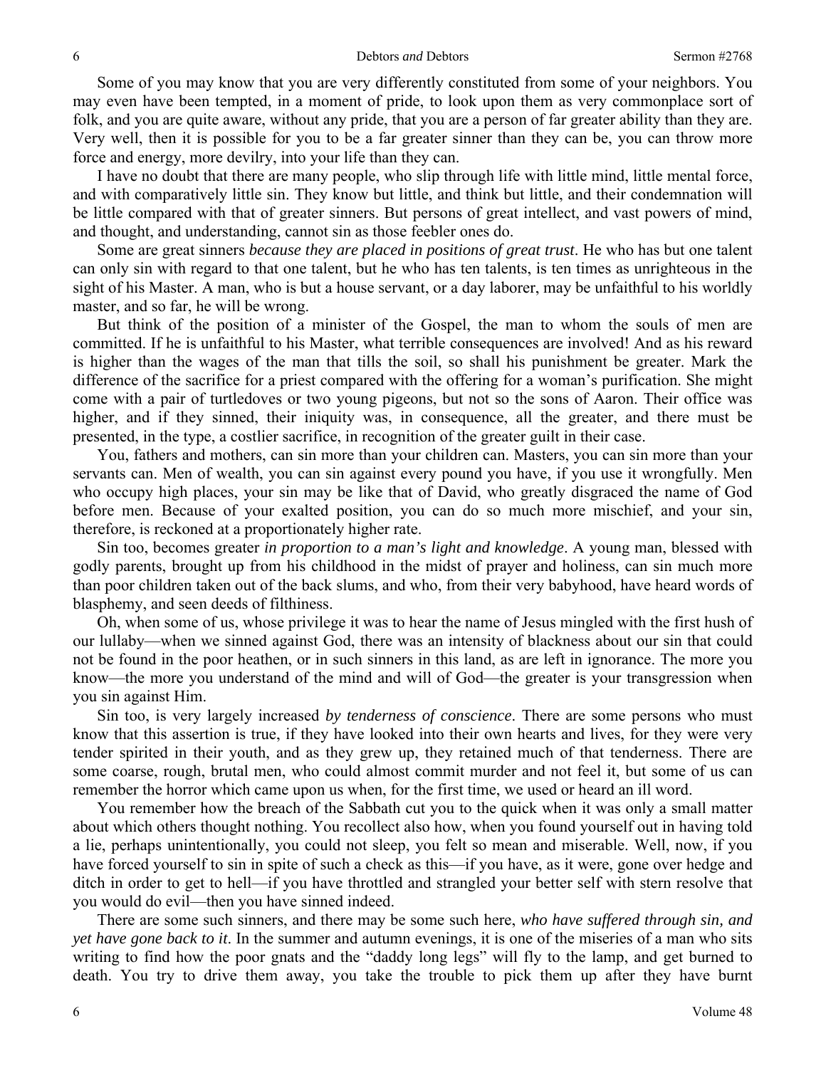Some of you may know that you are very differently constituted from some of your neighbors. You may even have been tempted, in a moment of pride, to look upon them as very commonplace sort of folk, and you are quite aware, without any pride, that you are a person of far greater ability than they are. Very well, then it is possible for you to be a far greater sinner than they can be, you can throw more force and energy, more devilry, into your life than they can.

I have no doubt that there are many people, who slip through life with little mind, little mental force, and with comparatively little sin. They know but little, and think but little, and their condemnation will be little compared with that of greater sinners. But persons of great intellect, and vast powers of mind, and thought, and understanding, cannot sin as those feebler ones do.

Some are great sinners *because they are placed in positions of great trust*. He who has but one talent can only sin with regard to that one talent, but he who has ten talents, is ten times as unrighteous in the sight of his Master. A man, who is but a house servant, or a day laborer, may be unfaithful to his worldly master, and so far, he will be wrong.

But think of the position of a minister of the Gospel, the man to whom the souls of men are committed. If he is unfaithful to his Master, what terrible consequences are involved! And as his reward is higher than the wages of the man that tills the soil, so shall his punishment be greater. Mark the difference of the sacrifice for a priest compared with the offering for a woman's purification. She might come with a pair of turtledoves or two young pigeons, but not so the sons of Aaron. Their office was higher, and if they sinned, their iniquity was, in consequence, all the greater, and there must be presented, in the type, a costlier sacrifice, in recognition of the greater guilt in their case.

You, fathers and mothers, can sin more than your children can. Masters, you can sin more than your servants can. Men of wealth, you can sin against every pound you have, if you use it wrongfully. Men who occupy high places, your sin may be like that of David, who greatly disgraced the name of God before men. Because of your exalted position, you can do so much more mischief, and your sin, therefore, is reckoned at a proportionately higher rate.

Sin too, becomes greater *in proportion to a man's light and knowledge*. A young man, blessed with godly parents, brought up from his childhood in the midst of prayer and holiness, can sin much more than poor children taken out of the back slums, and who, from their very babyhood, have heard words of blasphemy, and seen deeds of filthiness.

Oh, when some of us, whose privilege it was to hear the name of Jesus mingled with the first hush of our lullaby—when we sinned against God, there was an intensity of blackness about our sin that could not be found in the poor heathen, or in such sinners in this land, as are left in ignorance. The more you know—the more you understand of the mind and will of God—the greater is your transgression when you sin against Him.

Sin too, is very largely increased *by tenderness of conscience*. There are some persons who must know that this assertion is true, if they have looked into their own hearts and lives, for they were very tender spirited in their youth, and as they grew up, they retained much of that tenderness. There are some coarse, rough, brutal men, who could almost commit murder and not feel it, but some of us can remember the horror which came upon us when, for the first time, we used or heard an ill word.

You remember how the breach of the Sabbath cut you to the quick when it was only a small matter about which others thought nothing. You recollect also how, when you found yourself out in having told a lie, perhaps unintentionally, you could not sleep, you felt so mean and miserable. Well, now, if you have forced yourself to sin in spite of such a check as this—if you have, as it were, gone over hedge and ditch in order to get to hell—if you have throttled and strangled your better self with stern resolve that you would do evil—then you have sinned indeed.

There are some such sinners, and there may be some such here, *who have suffered through sin, and yet have gone back to it*. In the summer and autumn evenings, it is one of the miseries of a man who sits writing to find how the poor gnats and the "daddy long legs" will fly to the lamp, and get burned to death. You try to drive them away, you take the trouble to pick them up after they have burnt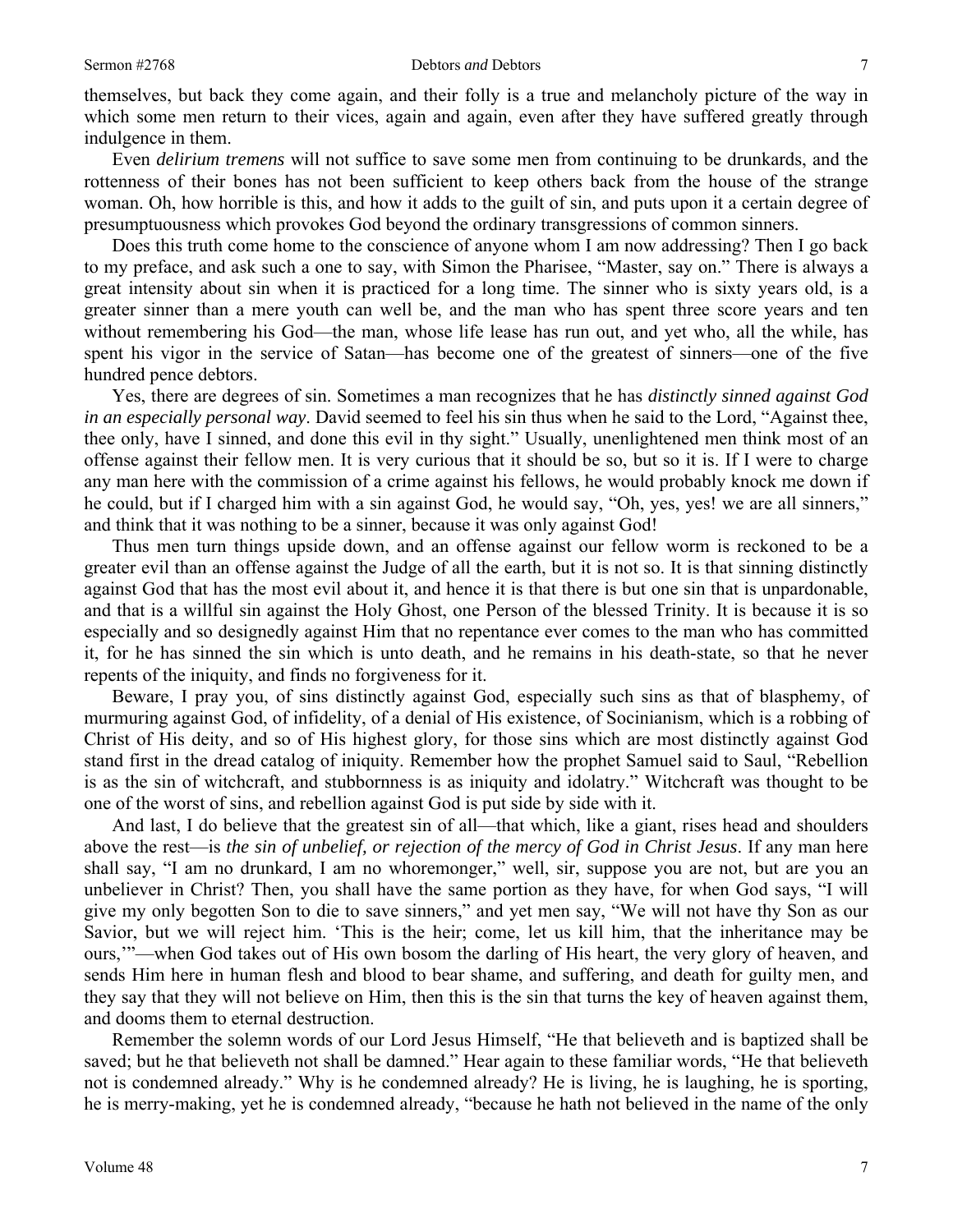themselves, but back they come again, and their folly is a true and melancholy picture of the way in which some men return to their vices, again and again, even after they have suffered greatly through indulgence in them.

Even *delirium tremens* will not suffice to save some men from continuing to be drunkards, and the rottenness of their bones has not been sufficient to keep others back from the house of the strange woman. Oh, how horrible is this, and how it adds to the guilt of sin, and puts upon it a certain degree of presumptuousness which provokes God beyond the ordinary transgressions of common sinners.

Does this truth come home to the conscience of anyone whom I am now addressing? Then I go back to my preface, and ask such a one to say, with Simon the Pharisee, "Master, say on." There is always a great intensity about sin when it is practiced for a long time. The sinner who is sixty years old, is a greater sinner than a mere youth can well be, and the man who has spent three score years and ten without remembering his God—the man, whose life lease has run out, and yet who, all the while, has spent his vigor in the service of Satan—has become one of the greatest of sinners—one of the five hundred pence debtors.

Yes, there are degrees of sin. Sometimes a man recognizes that he has *distinctly sinned against God in an especially personal way*. David seemed to feel his sin thus when he said to the Lord, "Against thee, thee only, have I sinned, and done this evil in thy sight." Usually, unenlightened men think most of an offense against their fellow men. It is very curious that it should be so, but so it is. If I were to charge any man here with the commission of a crime against his fellows, he would probably knock me down if he could, but if I charged him with a sin against God, he would say, "Oh, yes, yes! we are all sinners," and think that it was nothing to be a sinner, because it was only against God!

Thus men turn things upside down, and an offense against our fellow worm is reckoned to be a greater evil than an offense against the Judge of all the earth, but it is not so. It is that sinning distinctly against God that has the most evil about it, and hence it is that there is but one sin that is unpardonable, and that is a willful sin against the Holy Ghost, one Person of the blessed Trinity. It is because it is so especially and so designedly against Him that no repentance ever comes to the man who has committed it, for he has sinned the sin which is unto death, and he remains in his death-state, so that he never repents of the iniquity, and finds no forgiveness for it.

Beware, I pray you, of sins distinctly against God, especially such sins as that of blasphemy, of murmuring against God, of infidelity, of a denial of His existence, of Socinianism, which is a robbing of Christ of His deity, and so of His highest glory, for those sins which are most distinctly against God stand first in the dread catalog of iniquity. Remember how the prophet Samuel said to Saul, "Rebellion is as the sin of witchcraft, and stubbornness is as iniquity and idolatry." Witchcraft was thought to be one of the worst of sins, and rebellion against God is put side by side with it.

And last, I do believe that the greatest sin of all—that which, like a giant, rises head and shoulders above the rest—is *the sin of unbelief, or rejection of the mercy of God in Christ Jesus*. If any man here shall say, "I am no drunkard, I am no whoremonger," well, sir, suppose you are not, but are you an unbeliever in Christ? Then, you shall have the same portion as they have, for when God says, "I will give my only begotten Son to die to save sinners," and yet men say, "We will not have thy Son as our Savior, but we will reject him. 'This is the heir; come, let us kill him, that the inheritance may be ours,'"—when God takes out of His own bosom the darling of His heart, the very glory of heaven, and sends Him here in human flesh and blood to bear shame, and suffering, and death for guilty men, and they say that they will not believe on Him, then this is the sin that turns the key of heaven against them, and dooms them to eternal destruction.

Remember the solemn words of our Lord Jesus Himself, "He that believeth and is baptized shall be saved; but he that believeth not shall be damned." Hear again to these familiar words, "He that believeth not is condemned already." Why is he condemned already? He is living, he is laughing, he is sporting, he is merry-making, yet he is condemned already, "because he hath not believed in the name of the only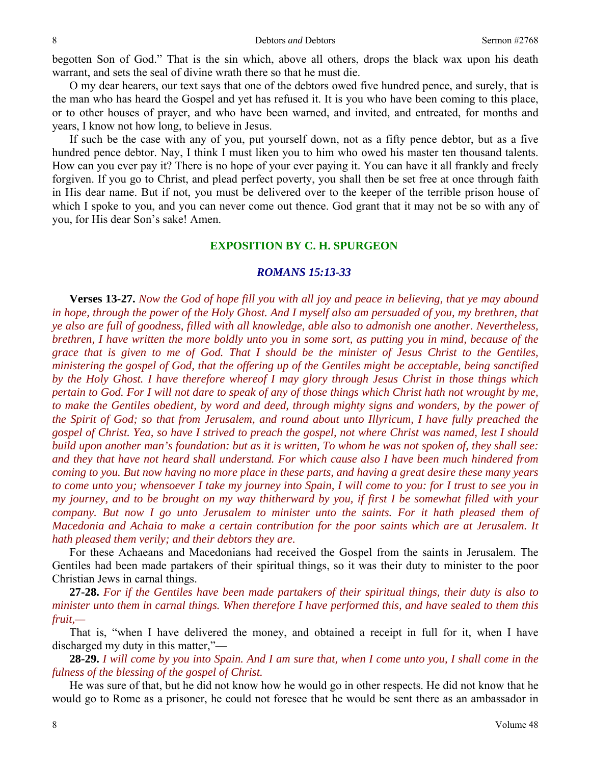begotten Son of God." That is the sin which, above all others, drops the black wax upon his death warrant, and sets the seal of divine wrath there so that he must die.

O my dear hearers, our text says that one of the debtors owed five hundred pence, and surely, that is the man who has heard the Gospel and yet has refused it. It is you who have been coming to this place, or to other houses of prayer, and who have been warned, and invited, and entreated, for months and years, I know not how long, to believe in Jesus.

If such be the case with any of you, put yourself down, not as a fifty pence debtor, but as a five hundred pence debtor. Nay, I think I must liken you to him who owed his master ten thousand talents. How can you ever pay it? There is no hope of your ever paying it. You can have it all frankly and freely forgiven. If you go to Christ, and plead perfect poverty, you shall then be set free at once through faith in His dear name. But if not, you must be delivered over to the keeper of the terrible prison house of which I spoke to you, and you can never come out thence. God grant that it may not be so with any of you, for His dear Son's sake! Amen.

## EXPOSITION BY C. H. SPURGEON

### *ROMANS 15:13-33*

**Verses 13-27.** *Now the God of hope fill you with all joy and peace in believing, that ye may abound in hope, through the power of the Holy Ghost. And I myself also am persuaded of you, my brethren, that ye also are full of goodness, filled with all knowledge, able also to admonish one another. Nevertheless, brethren, I have written the more boldly unto you in some sort, as putting you in mind, because of the grace that is given to me of God. That I should be the minister of Jesus Christ to the Gentiles, ministering the gospel of God, that the offering up of the Gentiles might be acceptable, being sanctified by the Holy Ghost. I have therefore whereof I may glory through Jesus Christ in those things which pertain to God. For I will not dare to speak of any of those things which Christ hath not wrought by me, to make the Gentiles obedient, by word and deed, through mighty signs and wonders, by the power of the Spirit of God; so that from Jerusalem, and round about unto Illyricum, I have fully preached the gospel of Christ. Yea, so have I strived to preach the gospel, not where Christ was named, lest I should build upon another man's foundation: but as it is written, To whom he was not spoken of, they shall see: and they that have not heard shall understand. For which cause also I have been much hindered from coming to you. But now having no more place in these parts, and having a great desire these many years to come unto you; whensoever I take my journey into Spain, I will come to you: for I trust to see you in my journey, and to be brought on my way thitherward by you, if first I be somewhat filled with your company. But now I go unto Jerusalem to minister unto the saints. For it hath pleased them of Macedonia and Achaia to make a certain contribution for the poor saints which are at Jerusalem. It hath pleased them verily; and their debtors they are.*

For these Achaeans and Macedonians had received the Gospel from the saints in Jerusalem. The Gentiles had been made partakers of their spiritual things, so it was their duty to minister to the poor Christian Jews in carnal things.

**27-28.** *For if the Gentiles have been made partakers of their spiritual things, their duty is also to minister unto them in carnal things. When therefore I have performed this, and have sealed to them this fruit,—*

That is, "when I have delivered the money, and obtained a receipt in full for it, when I have discharged my duty in this matter,"—

**28-29.** *I will come by you into Spain. And I am sure that, when I come unto you, I shall come in the fulness of the blessing of the gospel of Christ.*

He was sure of that, but he did not know how he would go in other respects. He did not know that he would go to Rome as a prisoner, he could not foresee that he would be sent there as an ambassador in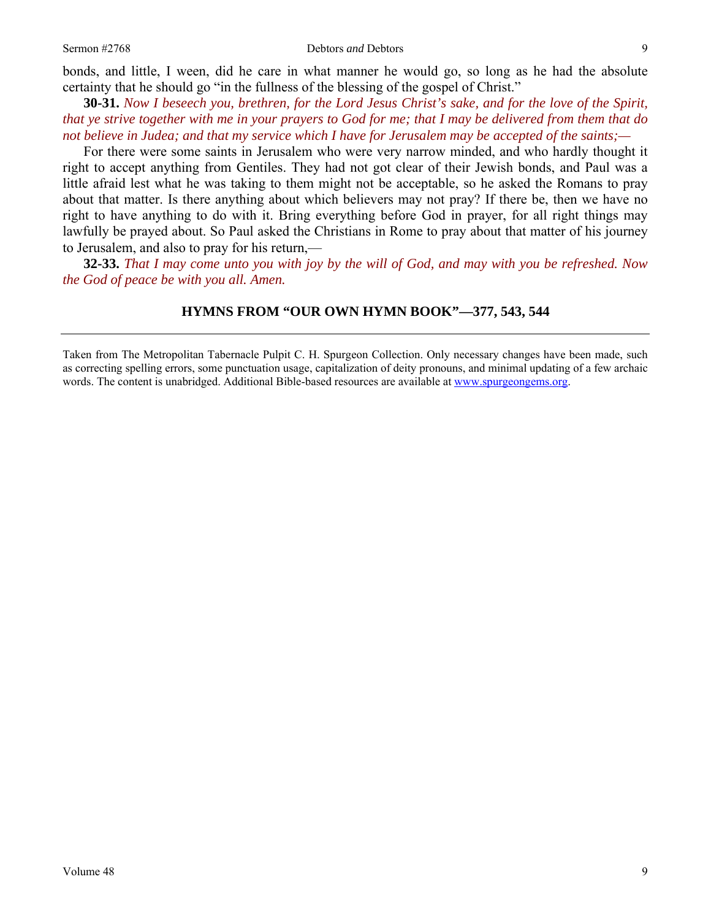bonds, and little, I ween, did he care in what manner he would go, so long as he had the absolute certainty that he should go "in the fullness of the blessing of the gospel of Christ."

**30-31.** *Now I beseech you, brethren, for the Lord Jesus Christ's sake, and for the love of the Spirit, that ye strive together with me in your prayers to God for me; that I may be delivered from them that do not believe in Judea; and that my service which I have for Jerusalem may be accepted of the saints;—*

For there were some saints in Jerusalem who were very narrow minded, and who hardly thought it right to accept anything from Gentiles. They had not got clear of their Jewish bonds, and Paul was a little afraid lest what he was taking to them might not be acceptable, so he asked the Romans to pray about that matter. Is there anything about which believers may not pray? If there be, then we have no right to have anything to do with it. Bring everything before God in prayer, for all right things may lawfully be prayed about. So Paul asked the Christians in Rome to pray about that matter of his journey to Jerusalem, and also to pray for his return,—

**32-33.** *That I may come unto you with joy by the will of God, and may with you be refreshed. Now the God of peace be with you all. Amen.*

### HYMNS FROM "OUR OWN HYMN BOOK"—377, 543, 544

---

Taken from The Metropolitan Tabernacle Pulpit C. H. Spurgeon Collection. Only necessary changes have been made, such as correcting spelling errors, some punctuation usage, capitalization of deity pronouns, and minimal updating of a few archaic words. The content is unabridged. Additional Bible-based resources are available at [www.spurgeongems.org](http://www.spurgeongems.org).